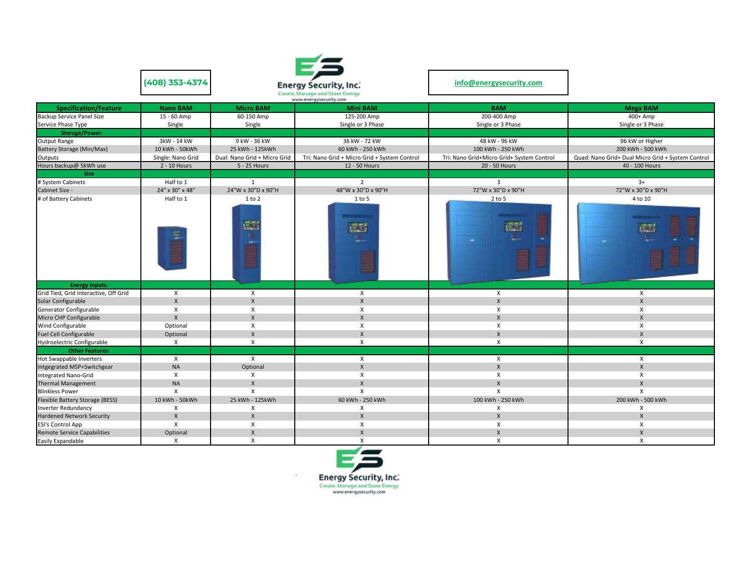(408) 353-4374

**Energy Security, Inc.**
Create, Manage and Store Energy
www.energysecurity.com

info@energysecurity.com

| Specification/Feature | Nano BAM | Micro BAM | Mini BAM | BAM | Mega BAM |
|---|---|---|---|---|---|
| Backup Service Panel Size | 15 - 60 Amp | 60-150 Amp | 125-200 Amp | 200-400 Amp | 400+ Amp |
| Service Phase Type | Single | Single | Single or 3 Phase | Single or 3 Phase | Single or 3 Phase |
| **Storage/Power:** | | | | | |
| Output Range | 3kW - 14 kW | 9 kW - 36 kW | 36 kW - 72 kW | 48 kW - 96 kW | 96 kW or Higher |
| Battery Storage (Min/Max) | 10 kWh - 50kWh | 25 kWh - 125kWh | 60 kWh - 250 kWh | 100 kWh - 250 kWh | 200 kWh - 500 kWh |
| Outputs | Single: Nano Grid | Dual: Nano Grid + Micro Grid | Tri: Nano Grid + Micro Grid + System Control | Tri: Nano Grid+Micro Grid+ System Control | Quad: Nano Grid+ Dual Micro Grid + System Control |
| Hours backup@ 5kWh use | 2 - 10 Hours | 5 - 25 Hours | 12 - 50 Hours | 20 - 50 Hours | 40 - 100 Hours |
| **Size** | | | | | |
| # System Cabinets | Half to 1 | 1 | 2 | 3 | 3+ |
| Cabinet Size - | 24" x 30" x 48" | 24"W x 30"D x 90"H | 48"W x 30"D x 90"H | 72"W x 30"D x 90"H | 72"W x 30"D x 90"H |
| # of Battery Cabinets | Half to 1 | 1 to 2 | 1 to 5 | 2 to 5 | 4 to 10 |
| **Energy Inputs:** | | | | | |
| Grid Tied, Grid Interactive, Off Grid | X | X | X | X | X |
| Solar Configurable | X | X | X | X | X |
| Generator Configurable | X | X | X | X | X |
| Micro CHP Configurable | X | X | X | X | X |
| Wind Configurable | Optional | X | X | X | X |
| Fuel Cell Configurable | Optional | X | X | X | X |
| Hydroelectric Configurable | X | X | X | X | X |
| **Other Features:** | | | | | |
| Hot Swappable Inverters | X | X | X | X | X |
| Intgegrated MSP+Switchgear | NA | Optional | X | X | X |
| Integrated Nano-Grid | X | X | X | X | X |
| Thermal Management | NA | X | X | X | X |
| Blinkless Power | X | X | X | X | X |
| Flexible Battery Storage (BESS) | 10 kWh - 50kWh | 25 kWh - 125kWh | 60 kWh - 250 kWh | 100 kWh - 250 kWh | 200 kWh - 500 kWh |
| Inverter Redundancy | X | X | X | X | X |
| Hardened Network Security | X | X | X | X | X |
| ESI's Control App | X | X | X | X | X |
| Remote Service Capabilities | Optional | X | X | X | X |
| Easily Expandable | X | X | X | X | X |

**Energy Security, Inc.**
Create, Manage and Store Energy
www.energysecurity.com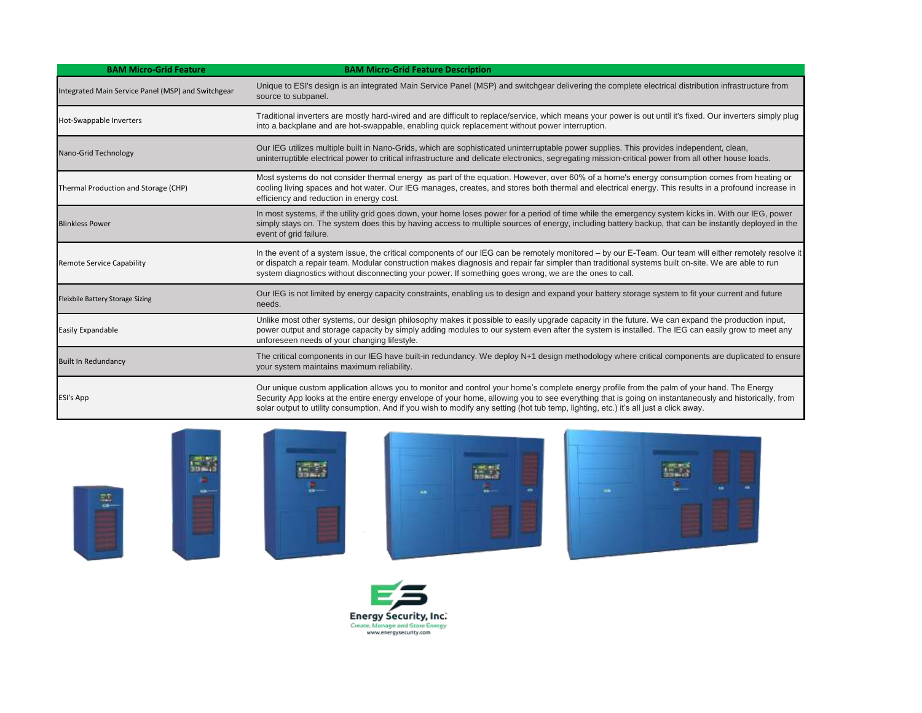| BAM Micro-Grid Feature | BAM Micro-Grid Feature Description |
|---|---|
| Integrated Main Service Panel (MSP) and Switchgear | Unique to ESI's design is an integrated Main Service Panel (MSP) and switchgear delivering the complete electrical distribution infrastructure from source to subpanel. |
| Hot-Swappable Inverters | Traditional inverters are mostly hard-wired and are difficult to replace/service, which means your power is out until it's fixed. Our inverters simply plug into a backplane and are hot-swappable, enabling quick replacement without power interruption. |
| Nano-Grid Technology | Our IEG utilizes multiple built in Nano-Grids, which are sophisticated uninterruptable power supplies. This provides independent, clean, uninterruptible electrical power to critical infrastructure and delicate electronics, segregating mission-critical power from all other house loads. |
| Thermal Production and Storage (CHP) | Most systems do not consider thermal energy as part of the equation. However, over 60% of a home's energy consumption comes from heating or cooling living spaces and hot water. Our IEG manages, creates, and stores both thermal and electrical energy. This results in a profound increase in efficiency and reduction in energy cost. |
| Blinkless Power | In most systems, if the utility grid goes down, your home loses power for a period of time while the emergency system kicks in. With our IEG, power simply stays on. The system does this by having access to multiple sources of energy, including battery backup, that can be instantly deployed in the event of grid failure. |
| Remote Service Capability | In the event of a system issue, the critical components of our IEG can be remotely monitored – by our E-Team. Our team will either remotely resolve it or dispatch a repair team. Modular construction makes diagnosis and repair far simpler than traditional systems built on-site. We are able to run system diagnostics without disconnecting your power. If something goes wrong, we are the ones to call. |
| Fleixbile Battery Storage Sizing | Our IEG is not limited by energy capacity constraints, enabling us to design and expand your battery storage system to fit your current and future needs. |
| Easily Expandable | Unlike most other systems, our design philosophy makes it possible to easily upgrade capacity in the future. We can expand the production input, power output and storage capacity by simply adding modules to our system even after the system is installed. The IEG can easily grow to meet any unforeseen needs of your changing lifestyle. |
| Built In Redundancy | The critical components in our IEG have built-in redundancy. We deploy N+1 design methodology where critical components are duplicated to ensure your system maintains maximum reliability. |
| ESI's App | Our unique custom application allows you to monitor and control your home's complete energy profile from the palm of your hand. The Energy Security App looks at the entire energy envelope of your home, allowing you to see everything that is going on instantaneously and historically, from solar output to utility consumption. And if you wish to modify any setting (hot tub temp, lighting, etc.) it's all just a click away. |

Energy Security, Inc.
Create, Manage and Store Energy
www.energysecurity.com